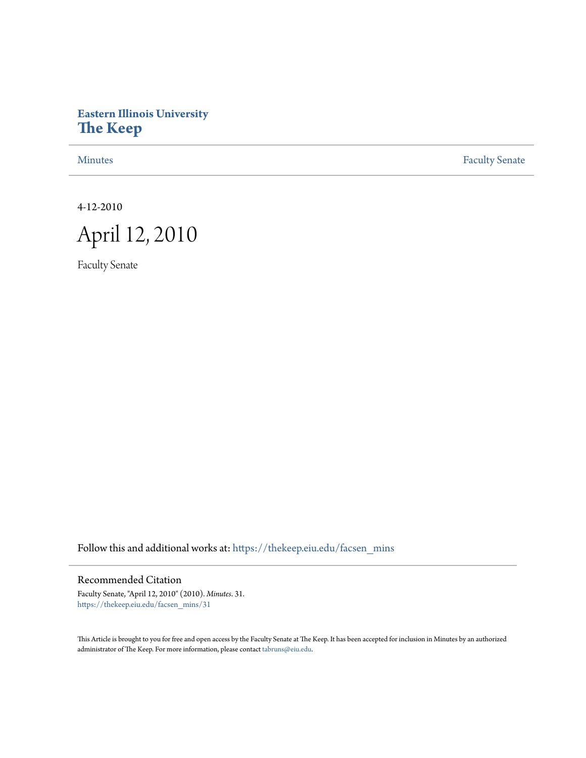**Eastern Illinois University**
**The Keep**

Minutes | Faculty Senate

4-12-2010

# April 12, 2010

Faculty Senate

Follow this and additional works at: https://thekeep.eiu.edu/facsen_mins

## Recommended Citation

Faculty Senate, "April 12, 2010" (2010). *Minutes*. 31.
https://thekeep.eiu.edu/facsen_mins/31

This Article is brought to you for free and open access by the Faculty Senate at The Keep. It has been accepted for inclusion in Minutes by an authorized administrator of The Keep. For more information, please contact tabruns@eiu.edu.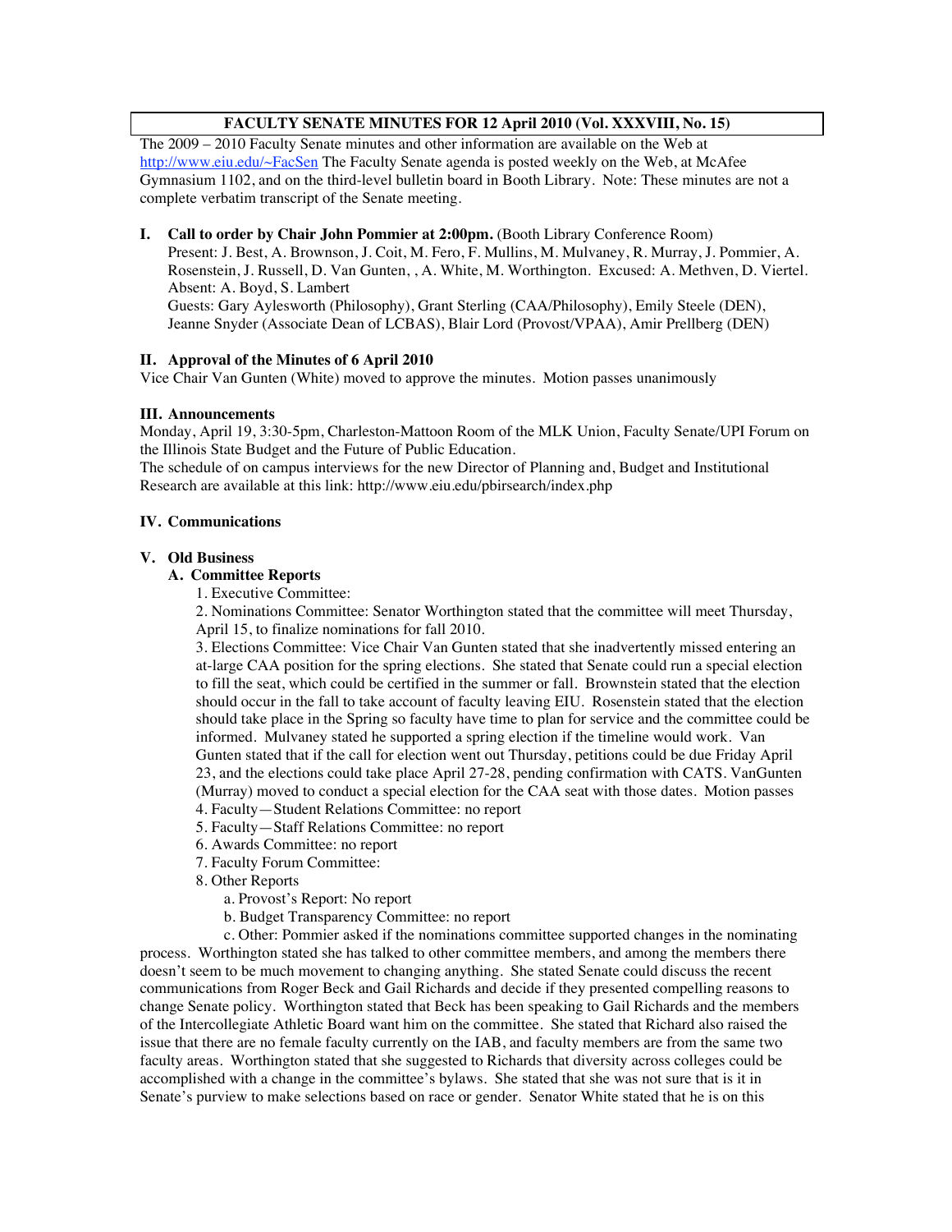**FACULTY SENATE MINUTES FOR 12 April 2010 (Vol. XXXVIII, No. 15)**

The 2009 – 2010 Faculty Senate minutes and other information are available on the Web at http://www.eiu.edu/~FacSen The Faculty Senate agenda is posted weekly on the Web, at McAfee Gymnasium 1102, and on the third-level bulletin board in Booth Library. Note: These minutes are not a complete verbatim transcript of the Senate meeting.

**I. Call to order by Chair John Pommier at 2:00pm.** (Booth Library Conference Room)

Present: J. Best, A. Brownson, J. Coit, M. Fero, F. Mullins, M. Mulvaney, R. Murray, J. Pommier, A. Rosenstein, J. Russell, D. Van Gunten, , A. White, M. Worthington. Excused: A. Methven, D. Viertel. Absent: A. Boyd, S. Lambert

Guests: Gary Aylesworth (Philosophy), Grant Sterling (CAA/Philosophy), Emily Steele (DEN), Jeanne Snyder (Associate Dean of LCBAS), Blair Lord (Provost/VPAA), Amir Prellberg (DEN)

**II. Approval of the Minutes of 6 April 2010**

Vice Chair Van Gunten (White) moved to approve the minutes. Motion passes unanimously

**III. Announcements**

Monday, April 19, 3:30-5pm, Charleston-Mattoon Room of the MLK Union, Faculty Senate/UPI Forum on the Illinois State Budget and the Future of Public Education.

The schedule of on campus interviews for the new Director of Planning and, Budget and Institutional Research are available at this link: http://www.eiu.edu/pbirsearch/index.php

**IV. Communications**

**V. Old Business**

**A. Committee Reports**

1. Executive Committee:
2. Nominations Committee: Senator Worthington stated that the committee will meet Thursday, April 15, to finalize nominations for fall 2010.
3. Elections Committee: Vice Chair Van Gunten stated that she inadvertently missed entering an at-large CAA position for the spring elections. She stated that Senate could run a special election to fill the seat, which could be certified in the summer or fall. Brownstein stated that the election should occur in the fall to take account of faculty leaving EIU. Rosenstein stated that the election should take place in the Spring so faculty have time to plan for service and the committee could be informed. Mulvaney stated he supported a spring election if the timeline would work. Van Gunten stated that if the call for election went out Thursday, petitions could be due Friday April 23, and the elections could take place April 27-28, pending confirmation with CATS. VanGunten (Murray) moved to conduct a special election for the CAA seat with those dates. Motion passes
4. Faculty—Student Relations Committee: no report
5. Faculty—Staff Relations Committee: no report
6. Awards Committee: no report
7. Faculty Forum Committee:
8. Other Reports
   a. Provost's Report: No report
   b. Budget Transparency Committee: no report
   c. Other: Pommier asked if the nominations committee supported changes in the nominating process. Worthington stated she has talked to other committee members, and among the members there doesn't seem to be much movement to changing anything. She stated Senate could discuss the recent communications from Roger Beck and Gail Richards and decide if they presented compelling reasons to change Senate policy. Worthington stated that Beck has been speaking to Gail Richards and the members of the Intercollegiate Athletic Board want him on the committee. She stated that Richard also raised the issue that there are no female faculty currently on the IAB, and faculty members are from the same two faculty areas. Worthington stated that she suggested to Richards that diversity across colleges could be accomplished with a change in the committee's bylaws. She stated that she was not sure that is it in Senate's purview to make selections based on race or gender. Senator White stated that he is on this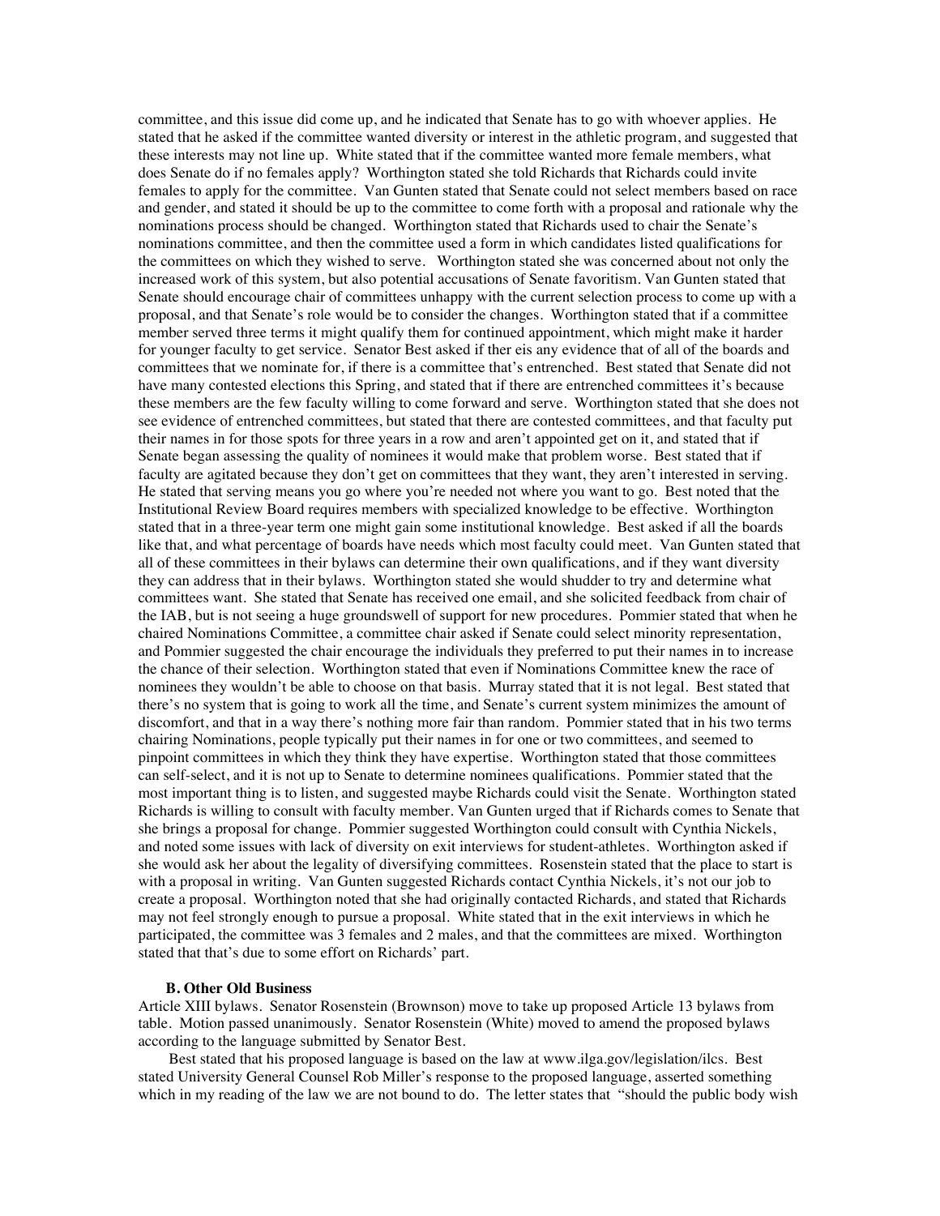committee, and this issue did come up, and he indicated that Senate has to go with whoever applies. He stated that he asked if the committee wanted diversity or interest in the athletic program, and suggested that these interests may not line up. White stated that if the committee wanted more female members, what does Senate do if no females apply? Worthington stated she told Richards that Richards could invite females to apply for the committee. Van Gunten stated that Senate could not select members based on race and gender, and stated it should be up to the committee to come forth with a proposal and rationale why the nominations process should be changed. Worthington stated that Richards used to chair the Senate's nominations committee, and then the committee used a form in which candidates listed qualifications for the committees on which they wished to serve. Worthington stated she was concerned about not only the increased work of this system, but also potential accusations of Senate favoritism. Van Gunten stated that Senate should encourage chair of committees unhappy with the current selection process to come up with a proposal, and that Senate's role would be to consider the changes. Worthington stated that if a committee member served three terms it might qualify them for continued appointment, which might make it harder for younger faculty to get service. Senator Best asked if ther eis any evidence that of all of the boards and committees that we nominate for, if there is a committee that's entrenched. Best stated that Senate did not have many contested elections this Spring, and stated that if there are entrenched committees it's because these members are the few faculty willing to come forward and serve. Worthington stated that she does not see evidence of entrenched committees, but stated that there are contested committees, and that faculty put their names in for those spots for three years in a row and aren't appointed get on it, and stated that if Senate began assessing the quality of nominees it would make that problem worse. Best stated that if faculty are agitated because they don't get on committees that they want, they aren't interested in serving. He stated that serving means you go where you're needed not where you want to go. Best noted that the Institutional Review Board requires members with specialized knowledge to be effective. Worthington stated that in a three-year term one might gain some institutional knowledge. Best asked if all the boards like that, and what percentage of boards have needs which most faculty could meet. Van Gunten stated that all of these committees in their bylaws can determine their own qualifications, and if they want diversity they can address that in their bylaws. Worthington stated she would shudder to try and determine what committees want. She stated that Senate has received one email, and she solicited feedback from chair of the IAB, but is not seeing a huge groundswell of support for new procedures. Pommier stated that when he chaired Nominations Committee, a committee chair asked if Senate could select minority representation, and Pommier suggested the chair encourage the individuals they preferred to put their names in to increase the chance of their selection. Worthington stated that even if Nominations Committee knew the race of nominees they wouldn't be able to choose on that basis. Murray stated that it is not legal. Best stated that there's no system that is going to work all the time, and Senate's current system minimizes the amount of discomfort, and that in a way there's nothing more fair than random. Pommier stated that in his two terms chairing Nominations, people typically put their names in for one or two committees, and seemed to pinpoint committees in which they think they have expertise. Worthington stated that those committees can self-select, and it is not up to Senate to determine nominees qualifications. Pommier stated that the most important thing is to listen, and suggested maybe Richards could visit the Senate. Worthington stated Richards is willing to consult with faculty member. Van Gunten urged that if Richards comes to Senate that she brings a proposal for change. Pommier suggested Worthington could consult with Cynthia Nickels, and noted some issues with lack of diversity on exit interviews for student-athletes. Worthington asked if she would ask her about the legality of diversifying committees. Rosenstein stated that the place to start is with a proposal in writing. Van Gunten suggested Richards contact Cynthia Nickels, it's not our job to create a proposal. Worthington noted that she had originally contacted Richards, and stated that Richards may not feel strongly enough to pursue a proposal. White stated that in the exit interviews in which he participated, the committee was 3 females and 2 males, and that the committees are mixed. Worthington stated that that's due to some effort on Richards' part.

### B. Other Old Business

Article XIII bylaws. Senator Rosenstein (Brownson) move to take up proposed Article 13 bylaws from table. Motion passed unanimously. Senator Rosenstein (White) moved to amend the proposed bylaws according to the language submitted by Senator Best.

Best stated that his proposed language is based on the law at www.ilga.gov/legislation/ilcs. Best stated University General Counsel Rob Miller's response to the proposed language, asserted something which in my reading of the law we are not bound to do. The letter states that "should the public body wish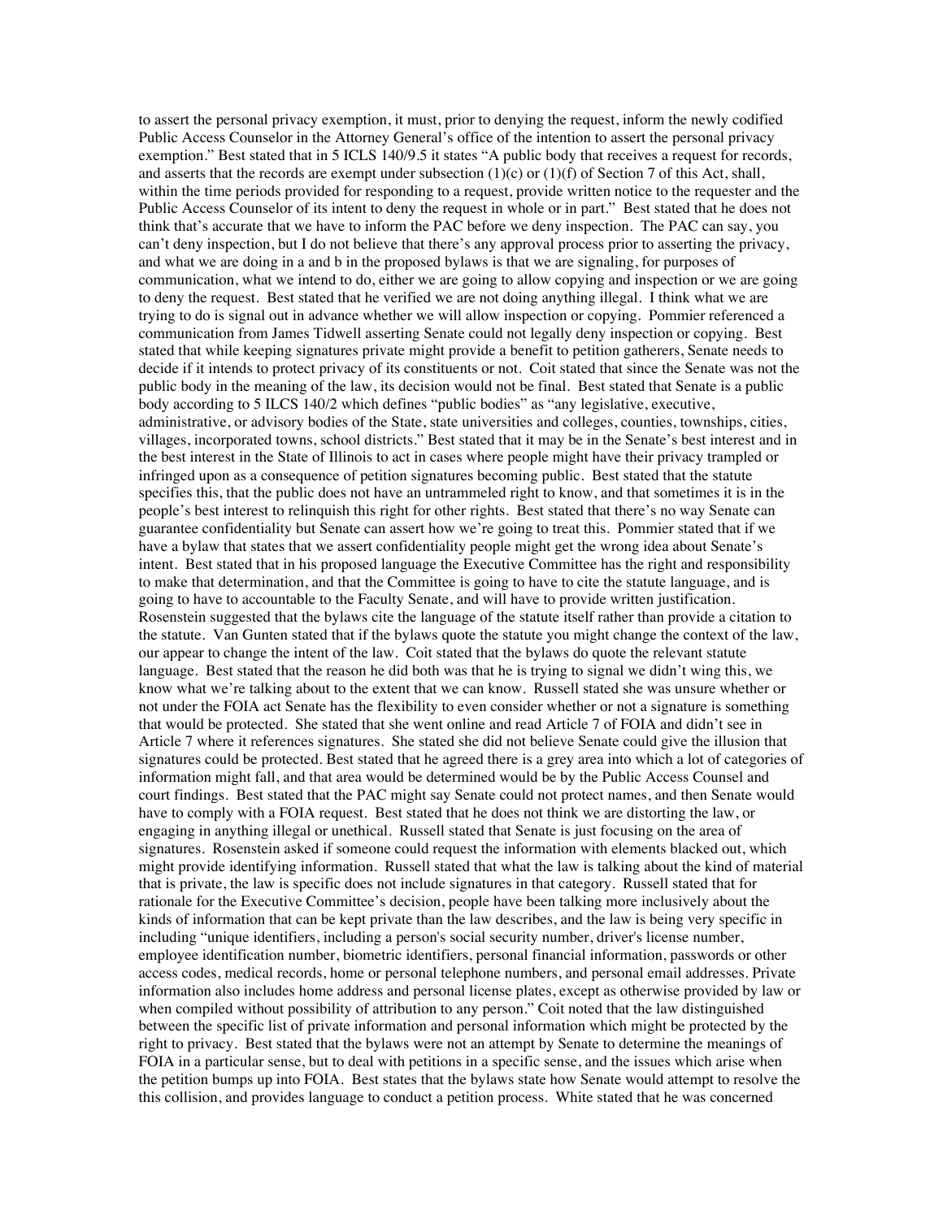to assert the personal privacy exemption, it must, prior to denying the request, inform the newly codified Public Access Counselor in the Attorney General's office of the intention to assert the personal privacy exemption." Best stated that in 5 ICLS 140/9.5 it states "A public body that receives a request for records, and asserts that the records are exempt under subsection (1)(c) or (1)(f) of Section 7 of this Act, shall, within the time periods provided for responding to a request, provide written notice to the requester and the Public Access Counselor of its intent to deny the request in whole or in part." Best stated that he does not think that's accurate that we have to inform the PAC before we deny inspection. The PAC can say, you can't deny inspection, but I do not believe that there's any approval process prior to asserting the privacy, and what we are doing in a and b in the proposed bylaws is that we are signaling, for purposes of communication, what we intend to do, either we are going to allow copying and inspection or we are going to deny the request. Best stated that he verified we are not doing anything illegal. I think what we are trying to do is signal out in advance whether we will allow inspection or copying. Pommier referenced a communication from James Tidwell asserting Senate could not legally deny inspection or copying. Best stated that while keeping signatures private might provide a benefit to petition gatherers, Senate needs to decide if it intends to protect privacy of its constituents or not. Coit stated that since the Senate was not the public body in the meaning of the law, its decision would not be final. Best stated that Senate is a public body according to 5 ILCS 140/2 which defines "public bodies" as "any legislative, executive, administrative, or advisory bodies of the State, state universities and colleges, counties, townships, cities, villages, incorporated towns, school districts." Best stated that it may be in the Senate's best interest and in the best interest in the State of Illinois to act in cases where people might have their privacy trampled or infringed upon as a consequence of petition signatures becoming public. Best stated that the statute specifies this, that the public does not have an untrammeled right to know, and that sometimes it is in the people's best interest to relinquish this right for other rights. Best stated that there's no way Senate can guarantee confidentiality but Senate can assert how we're going to treat this. Pommier stated that if we have a bylaw that states that we assert confidentiality people might get the wrong idea about Senate's intent. Best stated that in his proposed language the Executive Committee has the right and responsibility to make that determination, and that the Committee is going to have to cite the statute language, and is going to have to accountable to the Faculty Senate, and will have to provide written justification. Rosenstein suggested that the bylaws cite the language of the statute itself rather than provide a citation to the statute. Van Gunten stated that if the bylaws quote the statute you might change the context of the law, our appear to change the intent of the law. Coit stated that the bylaws do quote the relevant statute language. Best stated that the reason he did both was that he is trying to signal we didn't wing this, we know what we're talking about to the extent that we can know. Russell stated she was unsure whether or not under the FOIA act Senate has the flexibility to even consider whether or not a signature is something that would be protected. She stated that she went online and read Article 7 of FOIA and didn't see in Article 7 where it references signatures. She stated she did not believe Senate could give the illusion that signatures could be protected. Best stated that he agreed there is a grey area into which a lot of categories of information might fall, and that area would be determined would be by the Public Access Counsel and court findings. Best stated that the PAC might say Senate could not protect names, and then Senate would have to comply with a FOIA request. Best stated that he does not think we are distorting the law, or engaging in anything illegal or unethical. Russell stated that Senate is just focusing on the area of signatures. Rosenstein asked if someone could request the information with elements blacked out, which might provide identifying information. Russell stated that what the law is talking about the kind of material that is private, the law is specific does not include signatures in that category. Russell stated that for rationale for the Executive Committee's decision, people have been talking more inclusively about the kinds of information that can be kept private than the law describes, and the law is being very specific in including "unique identifiers, including a person's social security number, driver's license number, employee identification number, biometric identifiers, personal financial information, passwords or other access codes, medical records, home or personal telephone numbers, and personal email addresses. Private information also includes home address and personal license plates, except as otherwise provided by law or when compiled without possibility of attribution to any person." Coit noted that the law distinguished between the specific list of private information and personal information which might be protected by the right to privacy. Best stated that the bylaws were not an attempt by Senate to determine the meanings of FOIA in a particular sense, but to deal with petitions in a specific sense, and the issues which arise when the petition bumps up into FOIA. Best states that the bylaws state how Senate would attempt to resolve the this collision, and provides language to conduct a petition process. White stated that he was concerned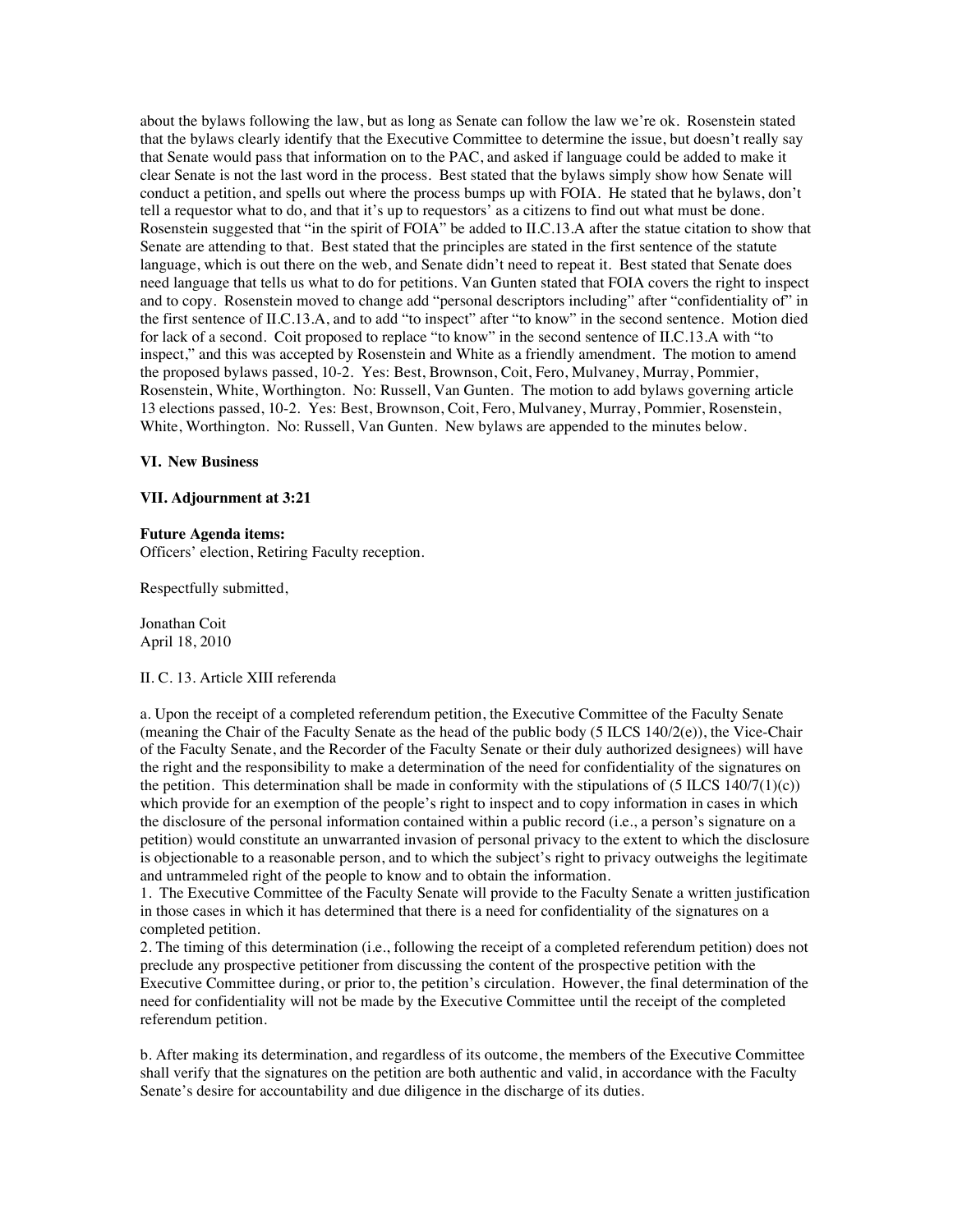about the bylaws following the law, but as long as Senate can follow the law we're ok. Rosenstein stated that the bylaws clearly identify that the Executive Committee to determine the issue, but doesn't really say that Senate would pass that information on to the PAC, and asked if language could be added to make it clear Senate is not the last word in the process. Best stated that the bylaws simply show how Senate will conduct a petition, and spells out where the process bumps up with FOIA. He stated that he bylaws, don't tell a requestor what to do, and that it's up to requestors' as a citizens to find out what must be done. Rosenstein suggested that "in the spirit of FOIA" be added to II.C.13.A after the statue citation to show that Senate are attending to that. Best stated that the principles are stated in the first sentence of the statute language, which is out there on the web, and Senate didn't need to repeat it. Best stated that Senate does need language that tells us what to do for petitions. Van Gunten stated that FOIA covers the right to inspect and to copy. Rosenstein moved to change add "personal descriptors including" after "confidentiality of" in the first sentence of II.C.13.A, and to add "to inspect" after "to know" in the second sentence. Motion died for lack of a second. Coit proposed to replace "to know" in the second sentence of II.C.13.A with "to inspect," and this was accepted by Rosenstein and White as a friendly amendment. The motion to amend the proposed bylaws passed, 10-2. Yes: Best, Brownson, Coit, Fero, Mulvaney, Murray, Pommier, Rosenstein, White, Worthington. No: Russell, Van Gunten. The motion to add bylaws governing article 13 elections passed, 10-2. Yes: Best, Brownson, Coit, Fero, Mulvaney, Murray, Pommier, Rosenstein, White, Worthington. No: Russell, Van Gunten. New bylaws are appended to the minutes below.

**VI. New Business**

**VII. Adjournment at 3:21**

**Future Agenda items:**
Officers' election, Retiring Faculty reception.

Respectfully submitted,

Jonathan Coit
April 18, 2010

II. C. 13. Article XIII referenda

a. Upon the receipt of a completed referendum petition, the Executive Committee of the Faculty Senate (meaning the Chair of the Faculty Senate as the head of the public body (5 ILCS 140/2(e)), the Vice-Chair of the Faculty Senate, and the Recorder of the Faculty Senate or their duly authorized designees) will have the right and the responsibility to make a determination of the need for confidentiality of the signatures on the petition. This determination shall be made in conformity with the stipulations of (5 ILCS 140/7(1)(c)) which provide for an exemption of the people's right to inspect and to copy information in cases in which the disclosure of the personal information contained within a public record (i.e., a person's signature on a petition) would constitute an unwarranted invasion of personal privacy to the extent to which the disclosure is objectionable to a reasonable person, and to which the subject's right to privacy outweighs the legitimate and untrammeled right of the people to know and to obtain the information.

1. The Executive Committee of the Faculty Senate will provide to the Faculty Senate a written justification in those cases in which it has determined that there is a need for confidentiality of the signatures on a completed petition.
2. The timing of this determination (i.e., following the receipt of a completed referendum petition) does not preclude any prospective petitioner from discussing the content of the prospective petition with the Executive Committee during, or prior to, the petition's circulation. However, the final determination of the need for confidentiality will not be made by the Executive Committee until the receipt of the completed referendum petition.

b. After making its determination, and regardless of its outcome, the members of the Executive Committee shall verify that the signatures on the petition are both authentic and valid, in accordance with the Faculty Senate's desire for accountability and due diligence in the discharge of its duties.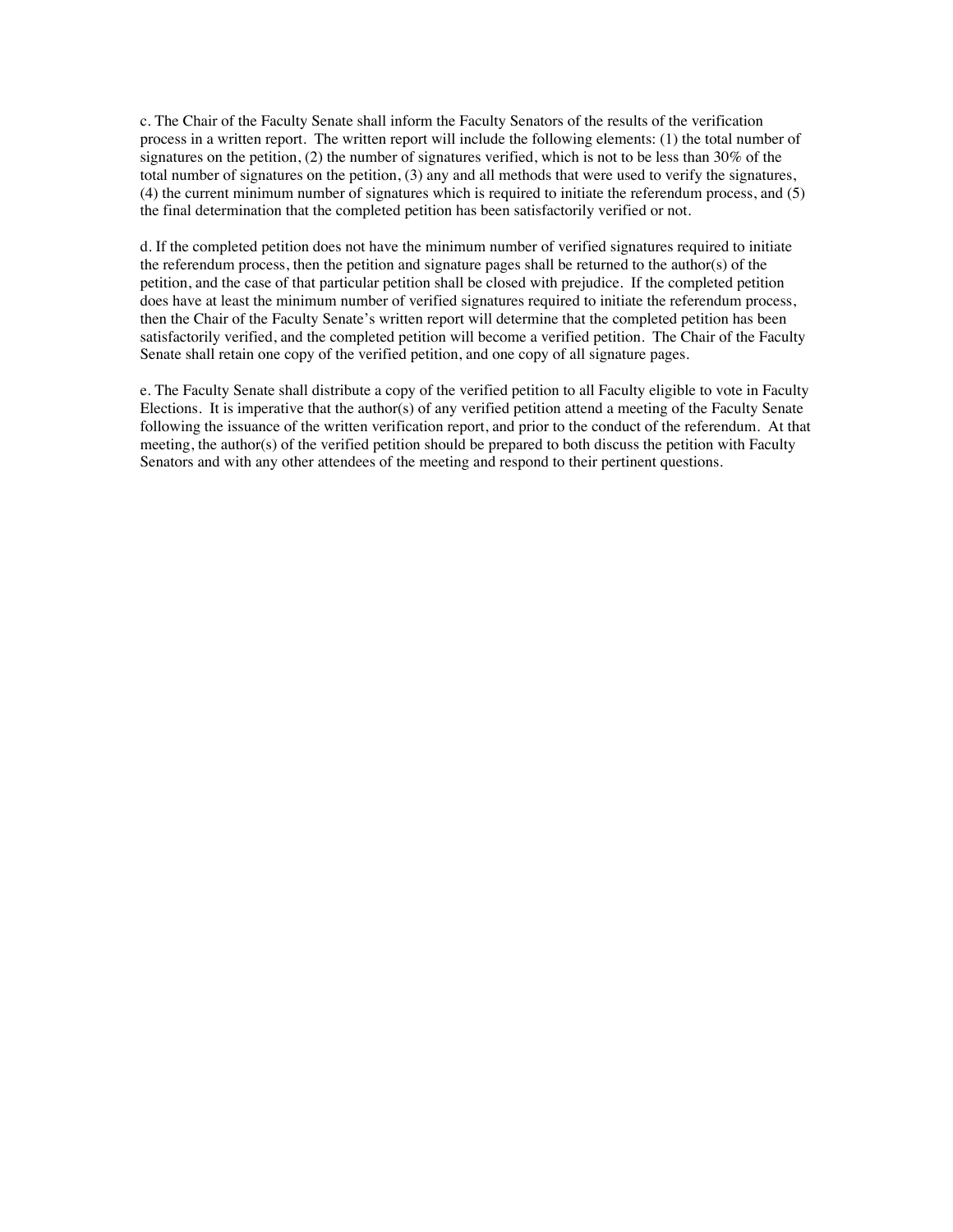c. The Chair of the Faculty Senate shall inform the Faculty Senators of the results of the verification process in a written report. The written report will include the following elements: (1) the total number of signatures on the petition, (2) the number of signatures verified, which is not to be less than 30% of the total number of signatures on the petition, (3) any and all methods that were used to verify the signatures, (4) the current minimum number of signatures which is required to initiate the referendum process, and (5) the final determination that the completed petition has been satisfactorily verified or not.

d. If the completed petition does not have the minimum number of verified signatures required to initiate the referendum process, then the petition and signature pages shall be returned to the author(s) of the petition, and the case of that particular petition shall be closed with prejudice. If the completed petition does have at least the minimum number of verified signatures required to initiate the referendum process, then the Chair of the Faculty Senate's written report will determine that the completed petition has been satisfactorily verified, and the completed petition will become a verified petition. The Chair of the Faculty Senate shall retain one copy of the verified petition, and one copy of all signature pages.

e. The Faculty Senate shall distribute a copy of the verified petition to all Faculty eligible to vote in Faculty Elections. It is imperative that the author(s) of any verified petition attend a meeting of the Faculty Senate following the issuance of the written verification report, and prior to the conduct of the referendum. At that meeting, the author(s) of the verified petition should be prepared to both discuss the petition with Faculty Senators and with any other attendees of the meeting and respond to their pertinent questions.